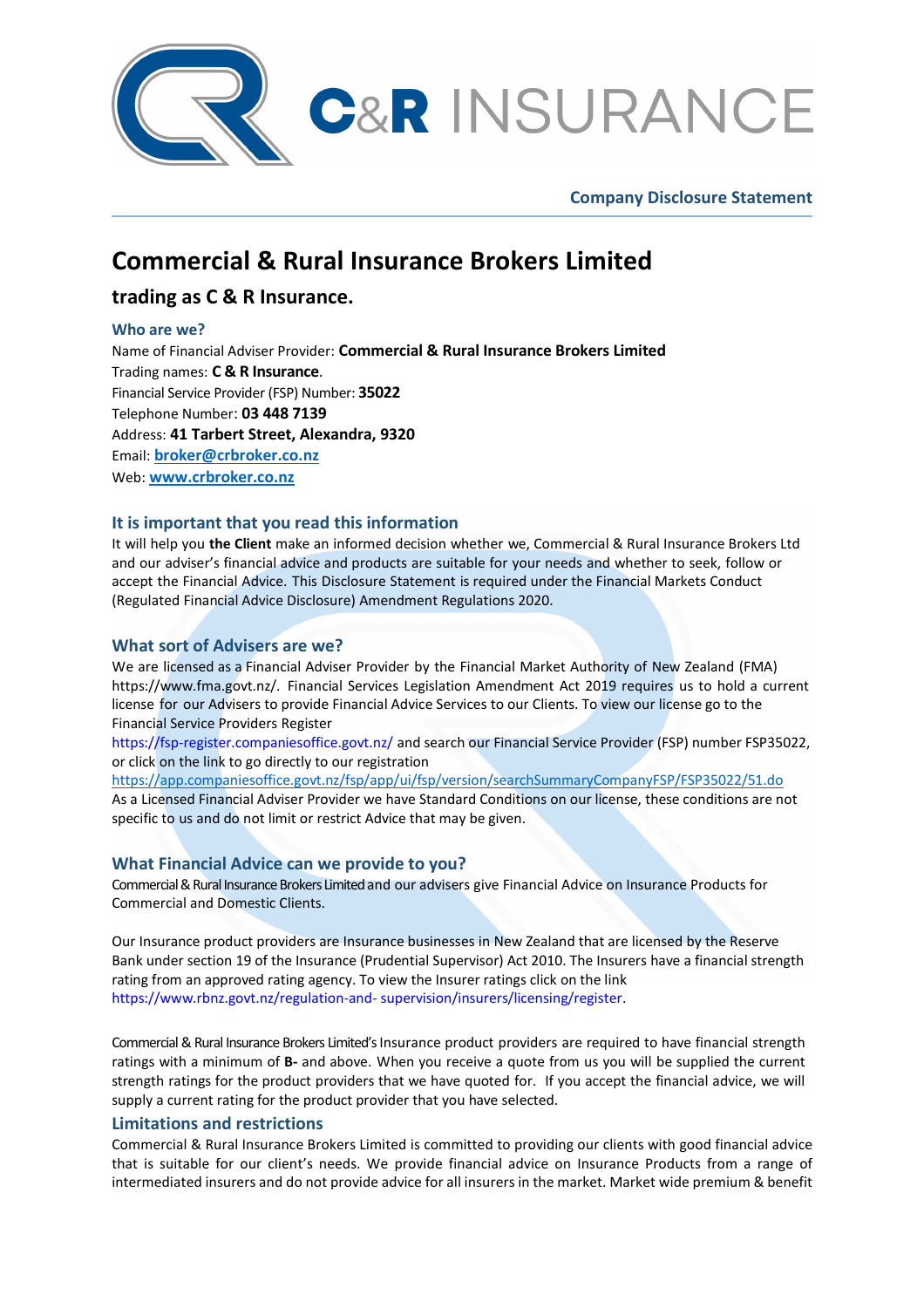C&R INSURANCE

**Company Disclosure Statement**

# Commercial & Rural Insurance Brokers Limited

## trading as C & R Insurance.

### Who are we?

Name of Financial Adviser Provider: **Commercial & Rural Insurance Brokers Limited**
Trading names: **C & R Insurance**.
Financial Service Provider (FSP) Number: **35022**
Telephone Number: **03 448 7139**
Address: **41 Tarbert Street, Alexandra, 9320**
Email: **broker@crbroker.co.nz**
Web: **www.crbroker.co.nz**

### It is important that you read this information

It will help you **the Client** make an informed decision whether we, Commercial & Rural Insurance Brokers Ltd and our adviser's financial advice and products are suitable for your needs and whether to seek, follow or accept the Financial Advice. This Disclosure Statement is required under the Financial Markets Conduct (Regulated Financial Advice Disclosure) Amendment Regulations 2020.

### What sort of Advisers are we?

We are licensed as a Financial Adviser Provider by the Financial Market Authority of New Zealand (FMA) https://www.fma.govt.nz/. Financial Services Legislation Amendment Act 2019 requires us to hold a current license for our Advisers to provide Financial Advice Services to our Clients. To view our license go to the Financial Service Providers Register
https://fsp-register.companiesoffice.govt.nz/ and search our Financial Service Provider (FSP) number FSP35022, or click on the link to go directly to our registration
https://app.companiesoffice.govt.nz/fsp/app/ui/fsp/version/searchSummaryCompanyFSP/FSP35022/51.do
As a Licensed Financial Adviser Provider we have Standard Conditions on our license, these conditions are not specific to us and do not limit or restrict Advice that may be given.

### What Financial Advice can we provide to you?

Commercial & Rural Insurance Brokers Limited and our advisers give Financial Advice on Insurance Products for Commercial and Domestic Clients.

Our Insurance product providers are Insurance businesses in New Zealand that are licensed by the Reserve Bank under section 19 of the Insurance (Prudential Supervisor) Act 2010. The Insurers have a financial strength rating from an approved rating agency. To view the Insurer ratings click on the link https://www.rbnz.govt.nz/regulation-and- supervision/insurers/licensing/register.

Commercial & Rural Insurance Brokers Limited's Insurance product providers are required to have financial strength ratings with a minimum of **B-** and above. When you receive a quote from us you will be supplied the current strength ratings for the product providers that we have quoted for. If you accept the financial advice, we will supply a current rating for the product provider that you have selected.

### Limitations and restrictions

Commercial & Rural Insurance Brokers Limited is committed to providing our clients with good financial advice that is suitable for our client's needs. We provide financial advice on Insurance Products from a range of intermediated insurers and do not provide advice for all insurers in the market. Market wide premium & benefit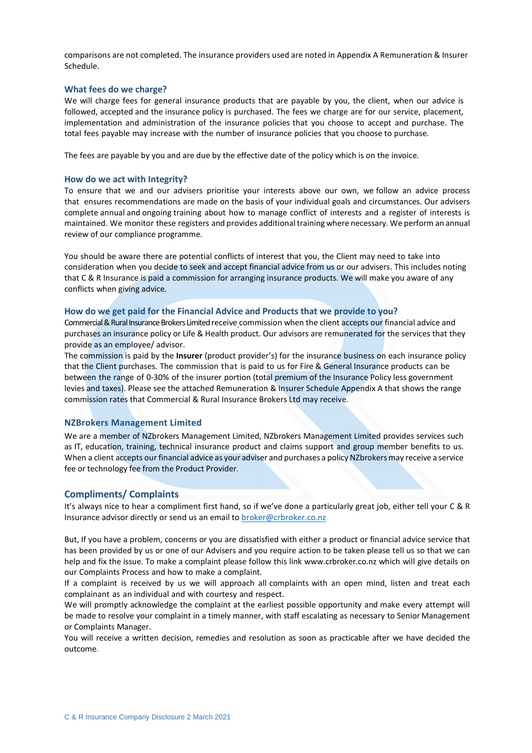comparisons are not completed. The insurance providers used are noted in Appendix A Remuneration & Insurer Schedule.

### What fees do we charge?

We will charge fees for general insurance products that are payable by you, the client, when our advice is followed, accepted and the insurance policy is purchased. The fees we charge are for our service, placement, implementation and administration of the insurance policies that you choose to accept and purchase. The total fees payable may increase with the number of insurance policies that you choose to purchase.

The fees are payable by you and are due by the effective date of the policy which is on the invoice.

### How do we act with Integrity?

To ensure that we and our advisers prioritise your interests above our own, we follow an advice process that ensures recommendations are made on the basis of your individual goals and circumstances. Our advisers complete annual and ongoing training about how to manage conflict of interests and a register of interests is maintained. We monitor these registers and provides additional training where necessary. We perform an annual review of our compliance programme.

You should be aware there are potential conflicts of interest that you, the Client may need to take into consideration when you decide to seek and accept financial advice from us or our advisers. This includes noting that C & R Insurance is paid a commission for arranging insurance products. We will make you aware of any conflicts when giving advice.

### How do we get paid for the Financial Advice and Products that we provide to you?

Commercial & Rural Insurance Brokers Limited receive commission when the client accepts our financial advice and purchases an insurance policy or Life & Health product. Our advisors are remunerated for the services that they provide as an employee/ advisor.

The commission is paid by the **Insurer** (product provider's) for the insurance business on each insurance policy that the Client purchases. The commission that is paid to us for Fire & General Insurance products can be between the range of 0-30% of the insurer portion (total premium of the Insurance Policy less government levies and taxes). Please see the attached Remuneration & Insurer Schedule Appendix A that shows the range commission rates that Commercial & Rural Insurance Brokers Ltd may receive.

### NZBrokers Management Limited

We are a member of NZbrokers Management Limited, NZbrokers Management Limited provides services such as IT, education, training, technical insurance product and claims support and group member benefits to us. When a client accepts our financial advice as your adviser and purchases a policy NZbrokers may receive a service fee or technology fee from the Product Provider.

### Compliments/ Complaints

It's always nice to hear a compliment first hand, so if we've done a particularly great job, either tell your C & R Insurance advisor directly or send us an email to broker@crbroker.co.nz

But, If you have a problem, concerns or you are dissatisfied with either a product or financial advice service that has been provided by us or one of our Advisers and you require action to be taken please tell us so that we can help and fix the issue. To make a complaint please follow this link www.crbroker.co.nz which will give details on our Complaints Process and how to make a complaint.

If a complaint is received by us we will approach all complaints with an open mind, listen and treat each complainant as an individual and with courtesy and respect.

We will promptly acknowledge the complaint at the earliest possible opportunity and make every attempt will be made to resolve your complaint in a timely manner, with staff escalating as necessary to Senior Management or Complaints Manager.

You will receive a written decision, remedies and resolution as soon as practicable after we have decided the outcome.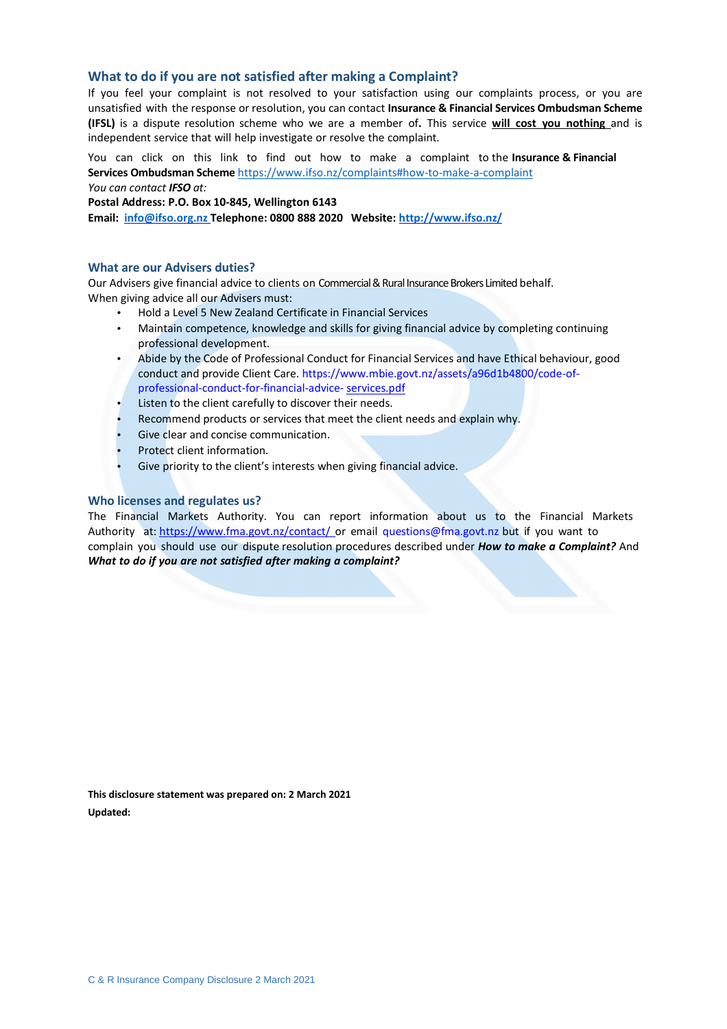## What to do if you are not satisfied after making a Complaint?

If you feel your complaint is not resolved to your satisfaction using our complaints process, or you are unsatisfied with the response or resolution, you can contact **Insurance & Financial Services Ombudsman Scheme (IFSL)** is a dispute resolution scheme who we are a member of**.** This service **will cost you nothing** and is independent service that will help investigate or resolve the complaint.

You can click on this link to find out how to make a complaint to the **Insurance & Financial Services Ombudsman Scheme** https://www.ifso.nz/complaints#how-to-make-a-complaint

*You can contact **IFSO** at:*

**Postal Address: P.O. Box 10-845, Wellington 6143**

**Email: info@ifso.org.nz Telephone: 0800 888 2020 Website: http://www.ifso.nz/**

## What are our Advisers duties?

Our Advisers give financial advice to clients on Commercial & Rural Insurance Brokers Limited behalf.

When giving advice all our Advisers must:

- Hold a Level 5 New Zealand Certificate in Financial Services
- Maintain competence, knowledge and skills for giving financial advice by completing continuing professional development.
- Abide by the Code of Professional Conduct for Financial Services and have Ethical behaviour, good conduct and provide Client Care. https://www.mbie.govt.nz/assets/a96d1b4800/code-of-professional-conduct-for-financial-advice- services.pdf
- Listen to the client carefully to discover their needs.
- Recommend products or services that meet the client needs and explain why.
- Give clear and concise communication.
- Protect client information.
- Give priority to the client's interests when giving financial advice.

## Who licenses and regulates us?

The Financial Markets Authority. You can report information about us to the Financial Markets Authority at: https://www.fma.govt.nz/contact/ or email questions@fma.govt.nz but if you want to complain you should use our dispute resolution procedures described under ***How to make a Complaint?*** And ***What to do if you are not satisfied after making a complaint?***

**This disclosure statement was prepared on: 2 March 2021**

**Updated:**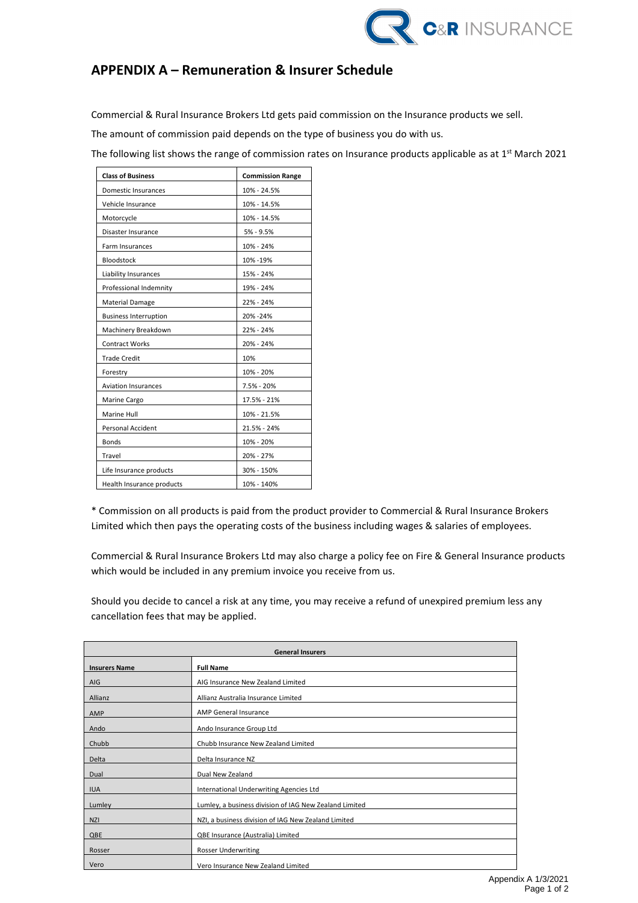# APPENDIX A – Remuneration & Insurer Schedule

Commercial & Rural Insurance Brokers Ltd gets paid commission on the Insurance products we sell.

The amount of commission paid depends on the type of business you do with us.

The following list shows the range of commission rates on Insurance products applicable as at 1st March 2021

| Class of Business | Commission Range |
|---|---|
| Domestic Insurances | 10% - 24.5% |
| Vehicle Insurance | 10% - 14.5% |
| Motorcycle | 10% - 14.5% |
| Disaster Insurance | 5% - 9.5% |
| Farm Insurances | 10% - 24% |
| Bloodstock | 10% -19% |
| Liability Insurances | 15% - 24% |
| Professional Indemnity | 19% - 24% |
| Material Damage | 22% - 24% |
| Business Interruption | 20% -24% |
| Machinery Breakdown | 22% - 24% |
| Contract Works | 20% - 24% |
| Trade Credit | 10% |
| Forestry | 10% - 20% |
| Aviation Insurances | 7.5% - 20% |
| Marine Cargo | 17.5% - 21% |
| Marine Hull | 10% - 21.5% |
| Personal Accident | 21.5% - 24% |
| Bonds | 10% - 20% |
| Travel | 20% - 27% |
| Life Insurance products | 30% - 150% |
| Health Insurance products | 10% - 140% |

* Commission on all products is paid from the product provider to Commercial & Rural Insurance Brokers Limited which then pays the operating costs of the business including wages & salaries of employees.

Commercial & Rural Insurance Brokers Ltd may also charge a policy fee on Fire & General Insurance products which would be included in any premium invoice you receive from us.

Should you decide to cancel a risk at any time, you may receive a refund of unexpired premium less any cancellation fees that may be applied.

| General Insurers | |
|---|---|
| **Insurers Name** | **Full Name** |
| AIG | AIG Insurance New Zealand Limited |
| Allianz | Allianz Australia Insurance Limited |
| AMP | AMP General Insurance |
| Ando | Ando Insurance Group Ltd |
| Chubb | Chubb Insurance New Zealand Limited |
| Delta | Delta Insurance NZ |
| Dual | Dual New Zealand |
| IUA | International Underwriting Agencies Ltd |
| Lumley | Lumley, a business division of IAG New Zealand Limited |
| NZI | NZI, a business division of IAG New Zealand Limited |
| QBE | QBE Insurance (Australia) Limited |
| Rosser | Rosser Underwriting |
| Vero | Vero Insurance New Zealand Limited |

Appendix A 1/3/2021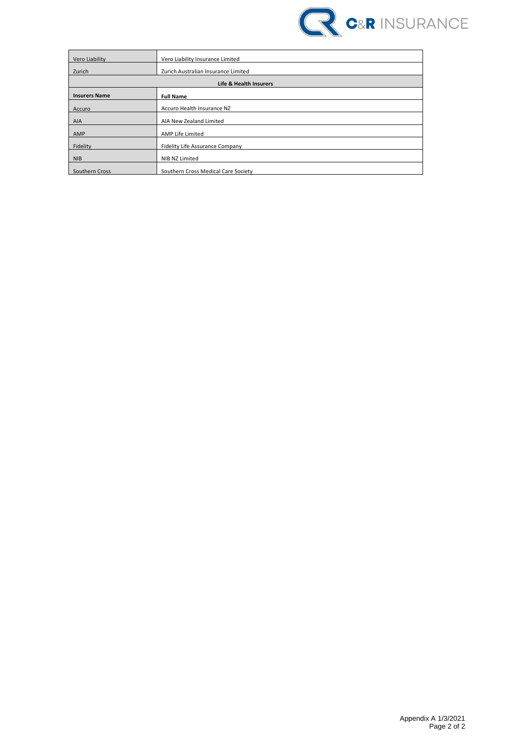| | |
|---|---|
| Vero Liability | Vero Liability Insurance Limited |
| Zurich | Zurich Australian Insurance Limited |
| **Life & Health Insurers** | |
| **Insurers Name** | **Full Name** |
| Accuro | Accuro Health Insurance NZ |
| AIA | AIA New Zealand Limited |
| AMP | AMP Life Limited |
| Fidelity | Fidelity Life Assurance Company |
| NIB | NIB NZ Limited |
| Southern Cross | Southern Cross Medical Care Society |

Appendix A 1/3/2021